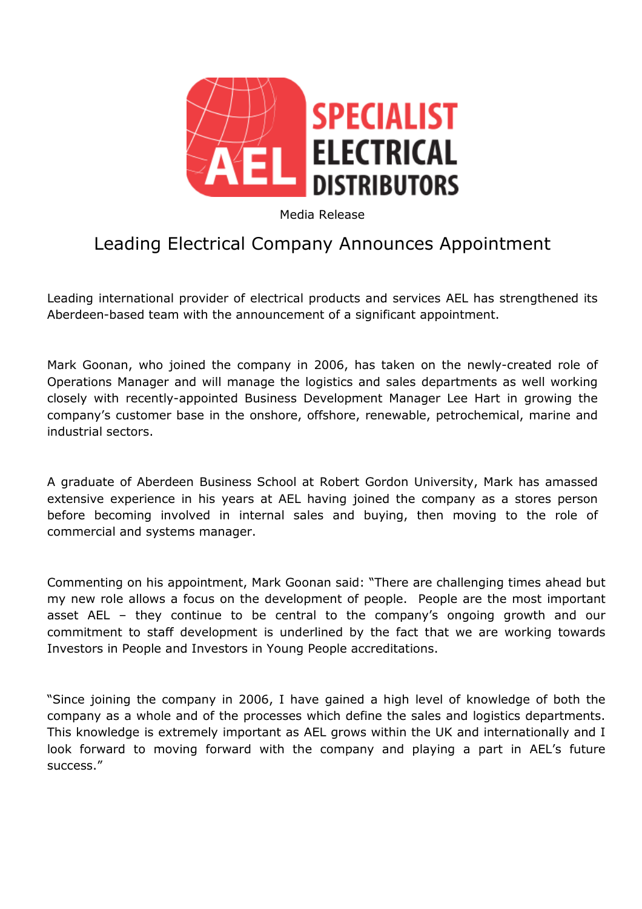AEL SPECIALIST ELECTRICAL DISTRIBUTORS

Media Release

# Leading Electrical Company Announces Appointment

Leading international provider of electrical products and services AEL has strengthened its Aberdeen-based team with the announcement of a significant appointment.

Mark Goonan, who joined the company in 2006, has taken on the newly-created role of Operations Manager and will manage the logistics and sales departments as well working closely with recently-appointed Business Development Manager Lee Hart in growing the company's customer base in the onshore, offshore, renewable, petrochemical, marine and industrial sectors.

A graduate of Aberdeen Business School at Robert Gordon University, Mark has amassed extensive experience in his years at AEL having joined the company as a stores person before becoming involved in internal sales and buying, then moving to the role of commercial and systems manager.

Commenting on his appointment, Mark Goonan said: "There are challenging times ahead but my new role allows a focus on the development of people. People are the most important asset AEL – they continue to be central to the company's ongoing growth and our commitment to staff development is underlined by the fact that we are working towards Investors in People and Investors in Young People accreditations.

"Since joining the company in 2006, I have gained a high level of knowledge of both the company as a whole and of the processes which define the sales and logistics departments. This knowledge is extremely important as AEL grows within the UK and internationally and I look forward to moving forward with the company and playing a part in AEL's future success."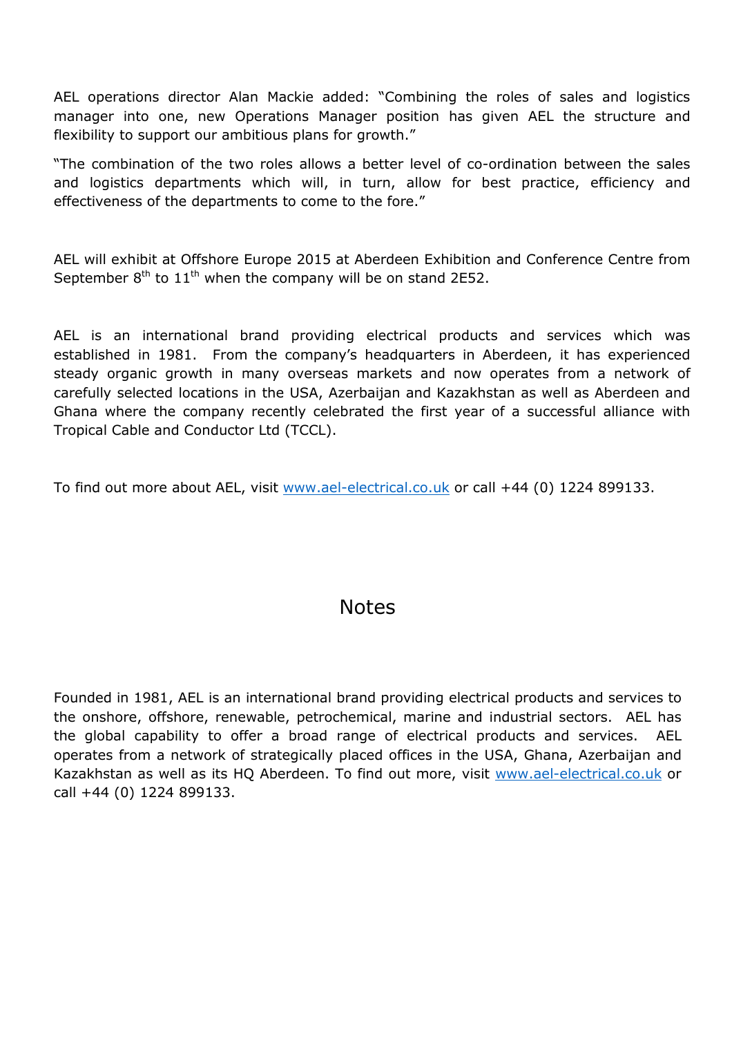AEL operations director Alan Mackie added: "Combining the roles of sales and logistics manager into one, new Operations Manager position has given AEL the structure and flexibility to support our ambitious plans for growth."

"The combination of the two roles allows a better level of co-ordination between the sales and logistics departments which will, in turn, allow for best practice, efficiency and effectiveness of the departments to come to the fore."

AEL will exhibit at Offshore Europe 2015 at Aberdeen Exhibition and Conference Centre from September 8th to 11th when the company will be on stand 2E52.

AEL is an international brand providing electrical products and services which was established in 1981. From the company's headquarters in Aberdeen, it has experienced steady organic growth in many overseas markets and now operates from a network of carefully selected locations in the USA, Azerbaijan and Kazakhstan as well as Aberdeen and Ghana where the company recently celebrated the first year of a successful alliance with Tropical Cable and Conductor Ltd (TCCL).

To find out more about AEL, visit www.ael-electrical.co.uk or call +44 (0) 1224 899133.

## Notes

Founded in 1981, AEL is an international brand providing electrical products and services to the onshore, offshore, renewable, petrochemical, marine and industrial sectors. AEL has the global capability to offer a broad range of electrical products and services. AEL operates from a network of strategically placed offices in the USA, Ghana, Azerbaijan and Kazakhstan as well as its HQ Aberdeen. To find out more, visit www.ael-electrical.co.uk or call +44 (0) 1224 899133.